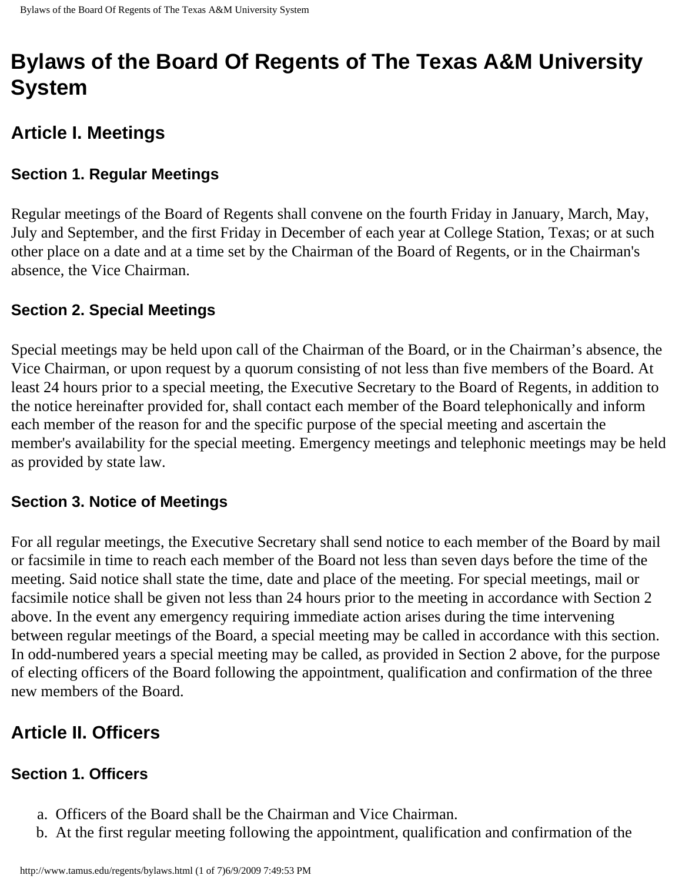# Bylaws of the Board Of Regents of The Texas A&M University System

## Article I. Meetings

### Section 1. Regular Meetings

Regular meetings of the Board of Regents shall convene on the fourth Friday in January, March, May, July and September, and the first Friday in December of each year at College Station, Texas; or at such other place on a date and at a time set by the Chairman of the Board of Regents, or in the Chairman's absence, the Vice Chairman.

### Section 2. Special Meetings

Special meetings may be held upon call of the Chairman of the Board, or in the Chairman's absence, the Vice Chairman, or upon request by a quorum consisting of not less than five members of the Board. At least 24 hours prior to a special meeting, the Executive Secretary to the Board of Regents, in addition to the notice hereinafter provided for, shall contact each member of the Board telephonically and inform each member of the reason for and the specific purpose of the special meeting and ascertain the member's availability for the special meeting. Emergency meetings and telephonic meetings may be held as provided by state law.

### Section 3. Notice of Meetings

For all regular meetings, the Executive Secretary shall send notice to each member of the Board by mail or facsimile in time to reach each member of the Board not less than seven days before the time of the meeting. Said notice shall state the time, date and place of the meeting. For special meetings, mail or facsimile notice shall be given not less than 24 hours prior to the meeting in accordance with Section 2 above. In the event any emergency requiring immediate action arises during the time intervening between regular meetings of the Board, a special meeting may be called in accordance with this section. In odd-numbered years a special meeting may be called, as provided in Section 2 above, for the purpose of electing officers of the Board following the appointment, qualification and confirmation of the three new members of the Board.

## Article II. Officers

### Section 1. Officers

a. Officers of the Board shall be the Chairman and Vice Chairman.
b. At the first regular meeting following the appointment, qualification and confirmation of the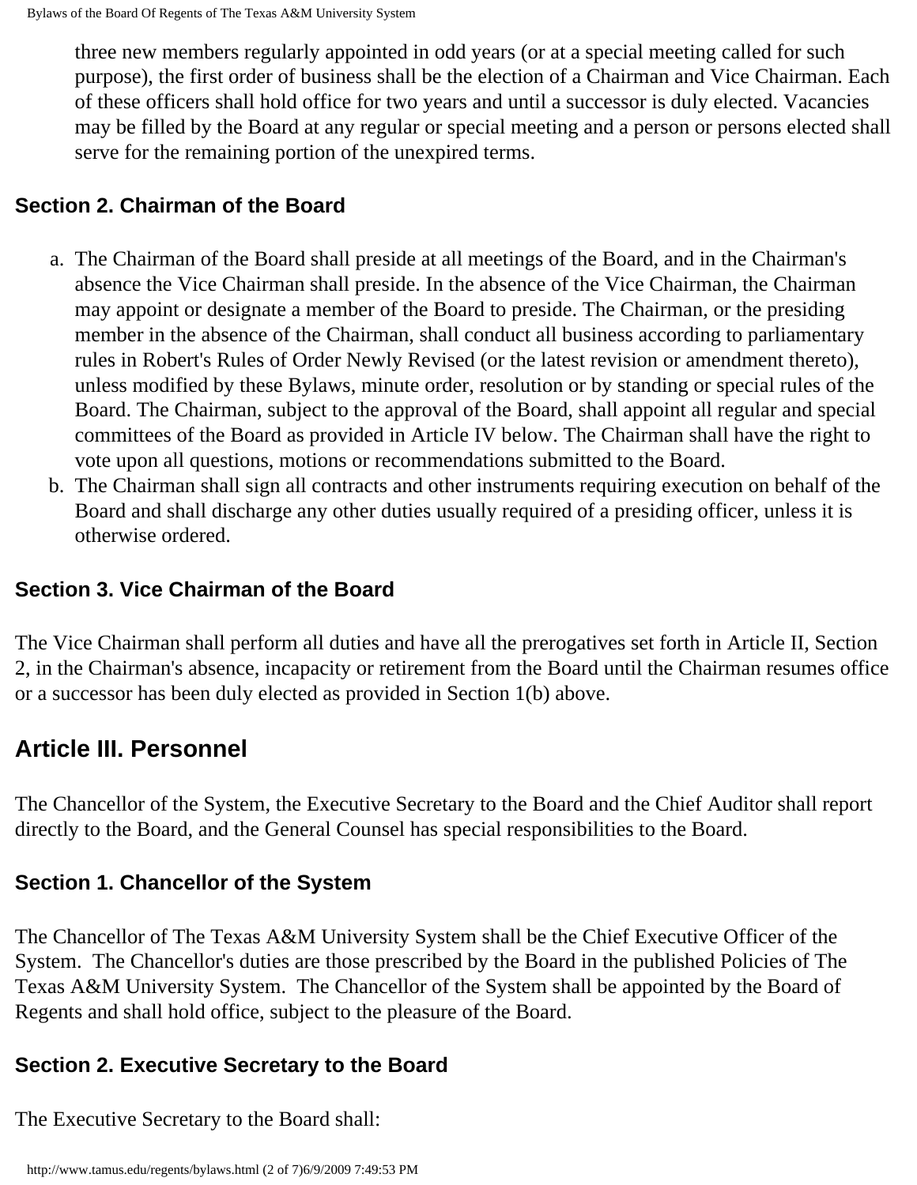three new members regularly appointed in odd years (or at a special meeting called for such purpose), the first order of business shall be the election of a Chairman and Vice Chairman. Each of these officers shall hold office for two years and until a successor is duly elected. Vacancies may be filled by the Board at any regular or special meeting and a person or persons elected shall serve for the remaining portion of the unexpired terms.

### Section 2. Chairman of the Board

a. The Chairman of the Board shall preside at all meetings of the Board, and in the Chairman's absence the Vice Chairman shall preside. In the absence of the Vice Chairman, the Chairman may appoint or designate a member of the Board to preside. The Chairman, or the presiding member in the absence of the Chairman, shall conduct all business according to parliamentary rules in Robert's Rules of Order Newly Revised (or the latest revision or amendment thereto), unless modified by these Bylaws, minute order, resolution or by standing or special rules of the Board. The Chairman, subject to the approval of the Board, shall appoint all regular and special committees of the Board as provided in Article IV below. The Chairman shall have the right to vote upon all questions, motions or recommendations submitted to the Board.
b. The Chairman shall sign all contracts and other instruments requiring execution on behalf of the Board and shall discharge any other duties usually required of a presiding officer, unless it is otherwise ordered.

### Section 3. Vice Chairman of the Board

The Vice Chairman shall perform all duties and have all the prerogatives set forth in Article II, Section 2, in the Chairman's absence, incapacity or retirement from the Board until the Chairman resumes office or a successor has been duly elected as provided in Section 1(b) above.

## Article III. Personnel

The Chancellor of the System, the Executive Secretary to the Board and the Chief Auditor shall report directly to the Board, and the General Counsel has special responsibilities to the Board.

### Section 1. Chancellor of the System

The Chancellor of The Texas A&M University System shall be the Chief Executive Officer of the System. The Chancellor's duties are those prescribed by the Board in the published Policies of The Texas A&M University System. The Chancellor of the System shall be appointed by the Board of Regents and shall hold office, subject to the pleasure of the Board.

### Section 2. Executive Secretary to the Board

The Executive Secretary to the Board shall: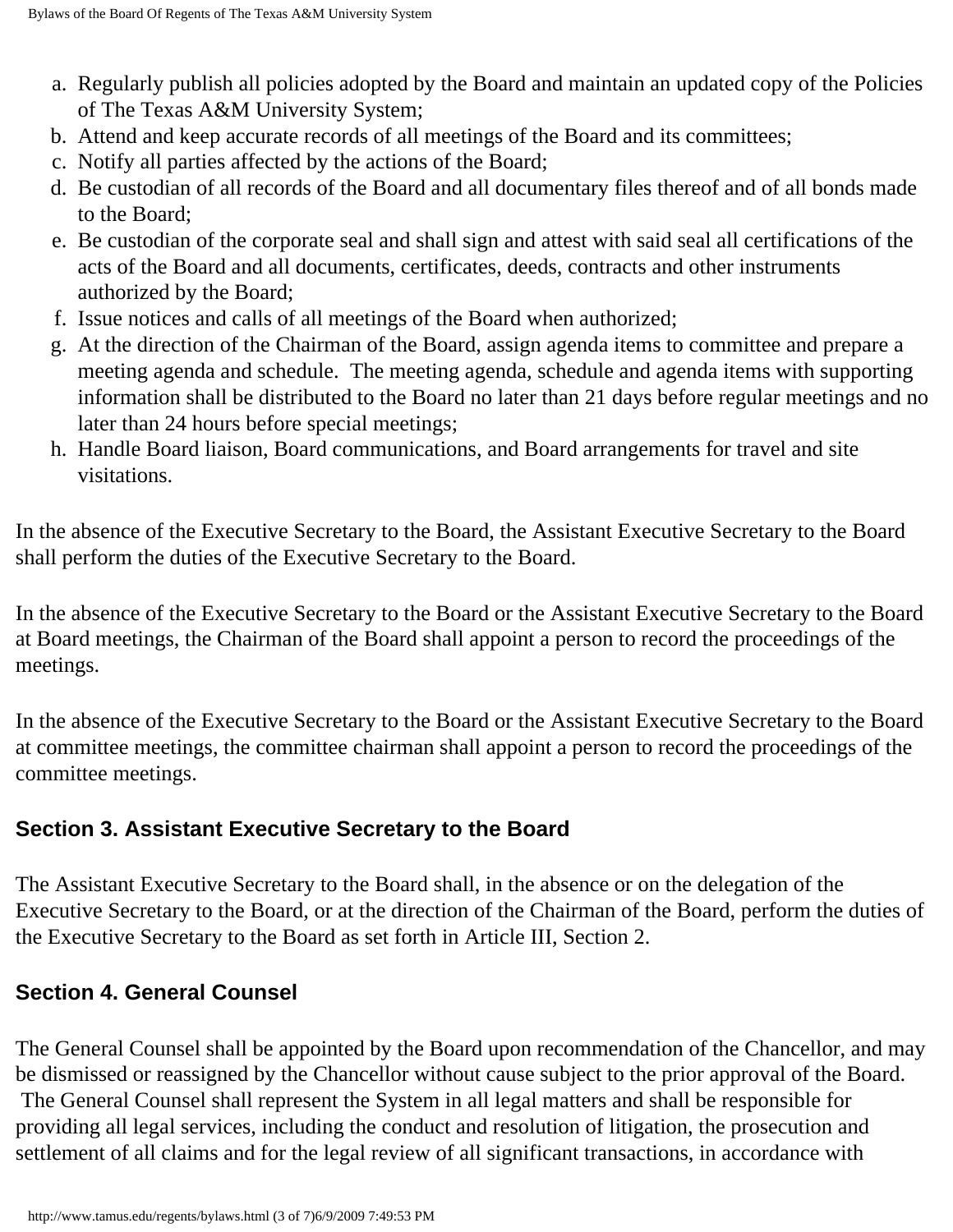a. Regularly publish all policies adopted by the Board and maintain an updated copy of the Policies of The Texas A&M University System;
b. Attend and keep accurate records of all meetings of the Board and its committees;
c. Notify all parties affected by the actions of the Board;
d. Be custodian of all records of the Board and all documentary files thereof and of all bonds made to the Board;
e. Be custodian of the corporate seal and shall sign and attest with said seal all certifications of the acts of the Board and all documents, certificates, deeds, contracts and other instruments authorized by the Board;
f. Issue notices and calls of all meetings of the Board when authorized;
g. At the direction of the Chairman of the Board, assign agenda items to committee and prepare a meeting agenda and schedule. The meeting agenda, schedule and agenda items with supporting information shall be distributed to the Board no later than 21 days before regular meetings and no later than 24 hours before special meetings;
h. Handle Board liaison, Board communications, and Board arrangements for travel and site visitations.

In the absence of the Executive Secretary to the Board, the Assistant Executive Secretary to the Board shall perform the duties of the Executive Secretary to the Board.

In the absence of the Executive Secretary to the Board or the Assistant Executive Secretary to the Board at Board meetings, the Chairman of the Board shall appoint a person to record the proceedings of the meetings.

In the absence of the Executive Secretary to the Board or the Assistant Executive Secretary to the Board at committee meetings, the committee chairman shall appoint a person to record the proceedings of the committee meetings.

### Section 3. Assistant Executive Secretary to the Board

The Assistant Executive Secretary to the Board shall, in the absence or on the delegation of the Executive Secretary to the Board, or at the direction of the Chairman of the Board, perform the duties of the Executive Secretary to the Board as set forth in Article III, Section 2.

### Section 4. General Counsel

The General Counsel shall be appointed by the Board upon recommendation of the Chancellor, and may be dismissed or reassigned by the Chancellor without cause subject to the prior approval of the Board. The General Counsel shall represent the System in all legal matters and shall be responsible for providing all legal services, including the conduct and resolution of litigation, the prosecution and settlement of all claims and for the legal review of all significant transactions, in accordance with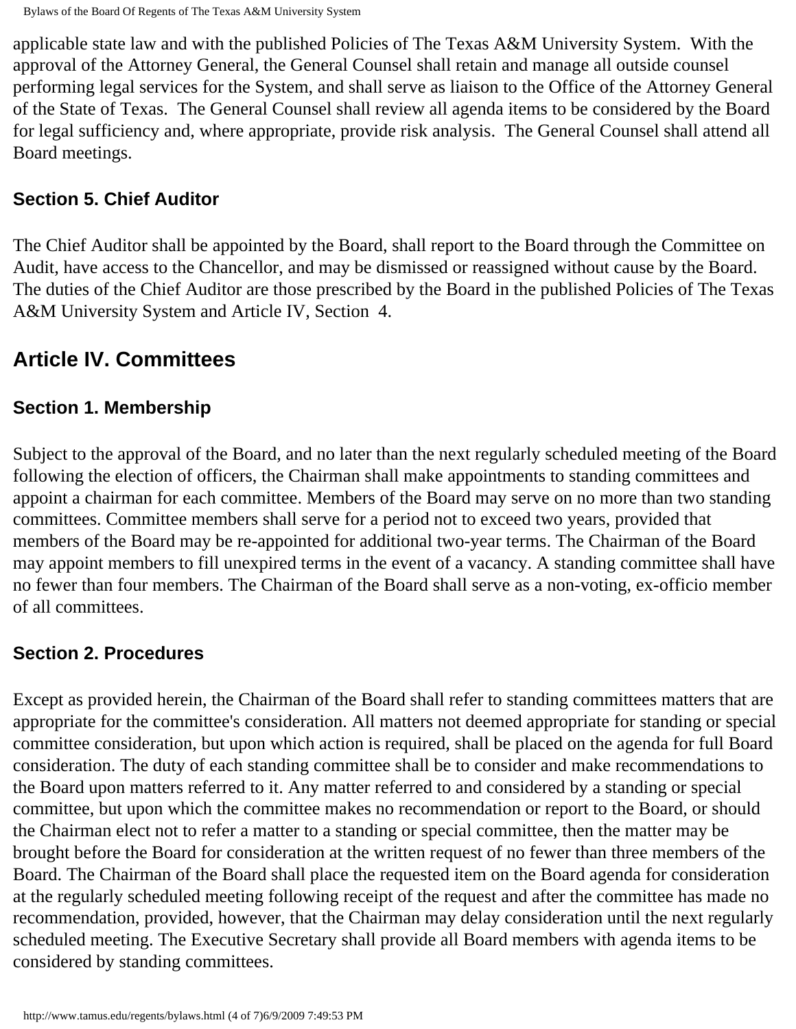applicable state law and with the published Policies of The Texas A&M University System. With the approval of the Attorney General, the General Counsel shall retain and manage all outside counsel performing legal services for the System, and shall serve as liaison to the Office of the Attorney General of the State of Texas. The General Counsel shall review all agenda items to be considered by the Board for legal sufficiency and, where appropriate, provide risk analysis. The General Counsel shall attend all Board meetings.

### Section 5. Chief Auditor

The Chief Auditor shall be appointed by the Board, shall report to the Board through the Committee on Audit, have access to the Chancellor, and may be dismissed or reassigned without cause by the Board. The duties of the Chief Auditor are those prescribed by the Board in the published Policies of The Texas A&M University System and Article IV, Section 4.

## Article IV. Committees

### Section 1. Membership

Subject to the approval of the Board, and no later than the next regularly scheduled meeting of the Board following the election of officers, the Chairman shall make appointments to standing committees and appoint a chairman for each committee. Members of the Board may serve on no more than two standing committees. Committee members shall serve for a period not to exceed two years, provided that members of the Board may be re-appointed for additional two-year terms. The Chairman of the Board may appoint members to fill unexpired terms in the event of a vacancy. A standing committee shall have no fewer than four members. The Chairman of the Board shall serve as a non-voting, ex-officio member of all committees.

### Section 2. Procedures

Except as provided herein, the Chairman of the Board shall refer to standing committees matters that are appropriate for the committee's consideration. All matters not deemed appropriate for standing or special committee consideration, but upon which action is required, shall be placed on the agenda for full Board consideration. The duty of each standing committee shall be to consider and make recommendations to the Board upon matters referred to it. Any matter referred to and considered by a standing or special committee, but upon which the committee makes no recommendation or report to the Board, or should the Chairman elect not to refer a matter to a standing or special committee, then the matter may be brought before the Board for consideration at the written request of no fewer than three members of the Board. The Chairman of the Board shall place the requested item on the Board agenda for consideration at the regularly scheduled meeting following receipt of the request and after the committee has made no recommendation, provided, however, that the Chairman may delay consideration until the next regularly scheduled meeting. The Executive Secretary shall provide all Board members with agenda items to be considered by standing committees.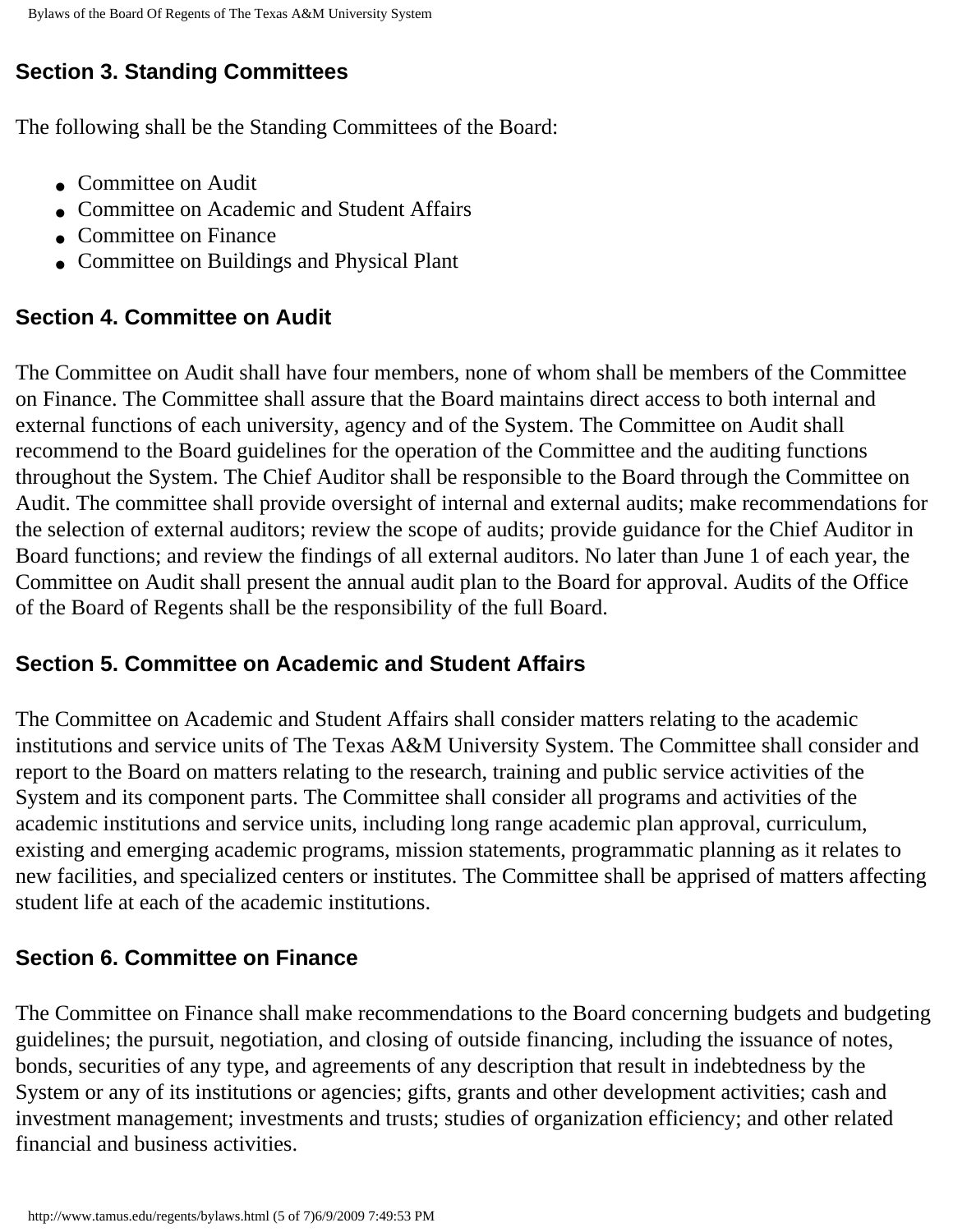## Section 3. Standing Committees

The following shall be the Standing Committees of the Board:

- Committee on Audit
- Committee on Academic and Student Affairs
- Committee on Finance
- Committee on Buildings and Physical Plant

## Section 4. Committee on Audit

The Committee on Audit shall have four members, none of whom shall be members of the Committee on Finance. The Committee shall assure that the Board maintains direct access to both internal and external functions of each university, agency and of the System. The Committee on Audit shall recommend to the Board guidelines for the operation of the Committee and the auditing functions throughout the System. The Chief Auditor shall be responsible to the Board through the Committee on Audit. The committee shall provide oversight of internal and external audits; make recommendations for the selection of external auditors; review the scope of audits; provide guidance for the Chief Auditor in Board functions; and review the findings of all external auditors. No later than June 1 of each year, the Committee on Audit shall present the annual audit plan to the Board for approval. Audits of the Office of the Board of Regents shall be the responsibility of the full Board.

## Section 5. Committee on Academic and Student Affairs

The Committee on Academic and Student Affairs shall consider matters relating to the academic institutions and service units of The Texas A&M University System. The Committee shall consider and report to the Board on matters relating to the research, training and public service activities of the System and its component parts. The Committee shall consider all programs and activities of the academic institutions and service units, including long range academic plan approval, curriculum, existing and emerging academic programs, mission statements, programmatic planning as it relates to new facilities, and specialized centers or institutes. The Committee shall be apprised of matters affecting student life at each of the academic institutions.

## Section 6. Committee on Finance

The Committee on Finance shall make recommendations to the Board concerning budgets and budgeting guidelines; the pursuit, negotiation, and closing of outside financing, including the issuance of notes, bonds, securities of any type, and agreements of any description that result in indebtedness by the System or any of its institutions or agencies; gifts, grants and other development activities; cash and investment management; investments and trusts; studies of organization efficiency; and other related financial and business activities.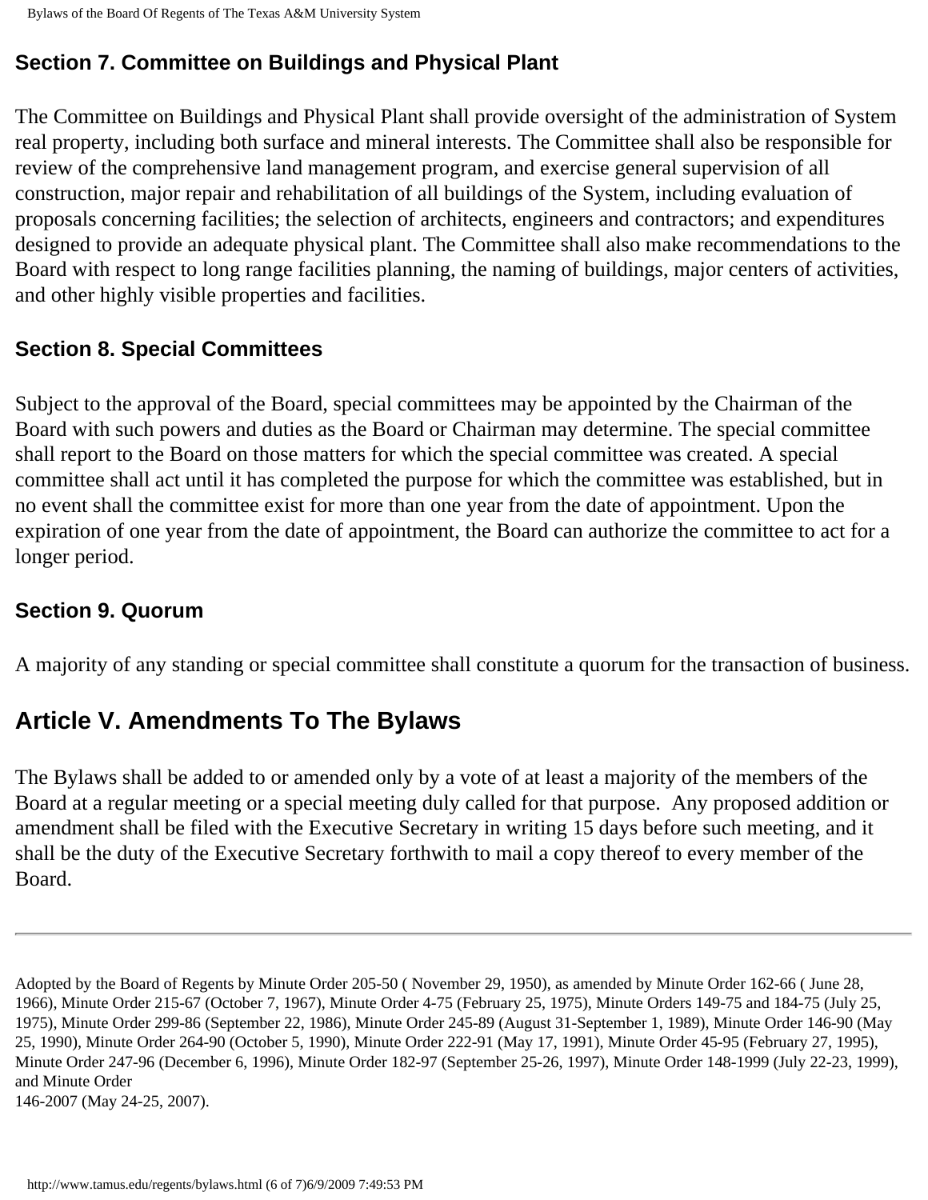### Section 7. Committee on Buildings and Physical Plant

The Committee on Buildings and Physical Plant shall provide oversight of the administration of System real property, including both surface and mineral interests. The Committee shall also be responsible for review of the comprehensive land management program, and exercise general supervision of all construction, major repair and rehabilitation of all buildings of the System, including evaluation of proposals concerning facilities; the selection of architects, engineers and contractors; and expenditures designed to provide an adequate physical plant. The Committee shall also make recommendations to the Board with respect to long range facilities planning, the naming of buildings, major centers of activities, and other highly visible properties and facilities.

### Section 8. Special Committees

Subject to the approval of the Board, special committees may be appointed by the Chairman of the Board with such powers and duties as the Board or Chairman may determine. The special committee shall report to the Board on those matters for which the special committee was created. A special committee shall act until it has completed the purpose for which the committee was established, but in no event shall the committee exist for more than one year from the date of appointment. Upon the expiration of one year from the date of appointment, the Board can authorize the committee to act for a longer period.

### Section 9. Quorum

A majority of any standing or special committee shall constitute a quorum for the transaction of business.

## Article V. Amendments To The Bylaws

The Bylaws shall be added to or amended only by a vote of at least a majority of the members of the Board at a regular meeting or a special meeting duly called for that purpose. Any proposed addition or amendment shall be filed with the Executive Secretary in writing 15 days before such meeting, and it shall be the duty of the Executive Secretary forthwith to mail a copy thereof to every member of the Board.

---

Adopted by the Board of Regents by Minute Order 205-50 ( November 29, 1950), as amended by Minute Order 162-66 ( June 28, 1966), Minute Order 215-67 (October 7, 1967), Minute Order 4-75 (February 25, 1975), Minute Orders 149-75 and 184-75 (July 25, 1975), Minute Order 299-86 (September 22, 1986), Minute Order 245-89 (August 31-September 1, 1989), Minute Order 146-90 (May 25, 1990), Minute Order 264-90 (October 5, 1990), Minute Order 222-91 (May 17, 1991), Minute Order 45-95 (February 27, 1995), Minute Order 247-96 (December 6, 1996), Minute Order 182-97 (September 25-26, 1997), Minute Order 148-1999 (July 22-23, 1999), and Minute Order
146-2007 (May 24-25, 2007).